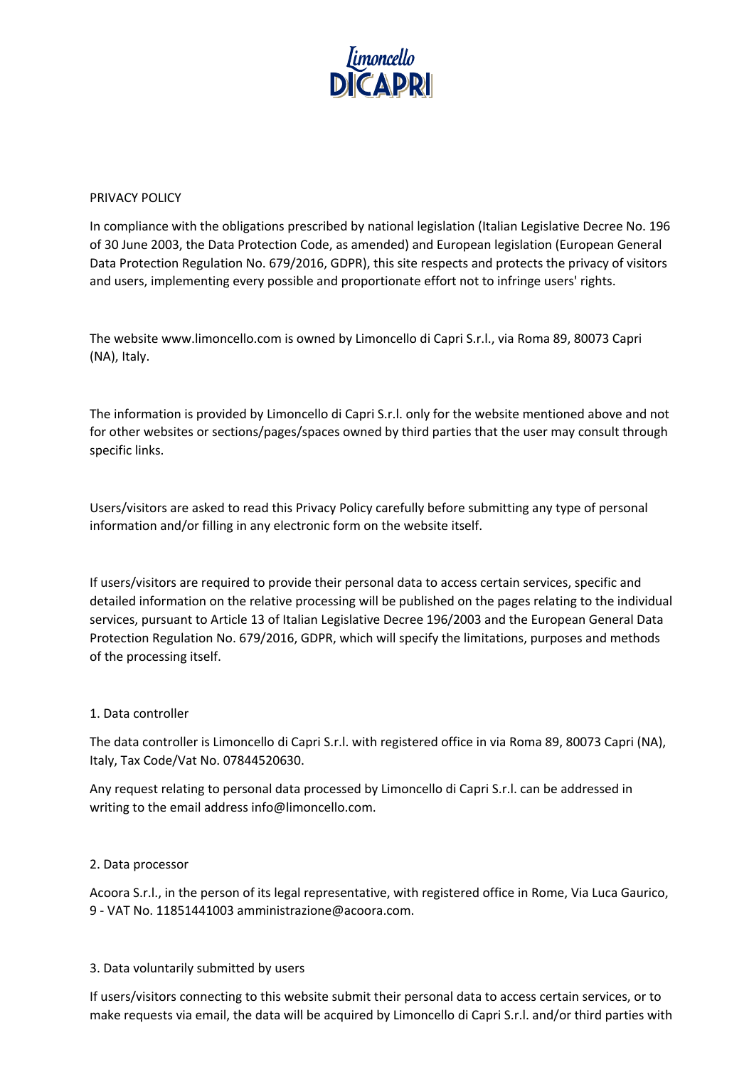# PRIVACY POLICY

In compliance with the obligations prescribed by national legislation (Italian Legislative Decree No. 196 of 30 June 2003, the Data Protection Code, as amended) and European legislation (European General Data Protection Regulation No. 679/2016, GDPR), this site respects and protects the privacy of visitors and users, implementing every possible and proportionate effort not to infringe users' rights.

The website www.limoncello.com is owned by Limoncello di Capri S.r.l., via Roma 89, 80073 Capri (NA), Italy.

The information is provided by Limoncello di Capri S.r.l. only for the website mentioned above and not for other websites or sections/pages/spaces owned by third parties that the user may consult through specific links.

Users/visitors are asked to read this Privacy Policy carefully before submitting any type of personal information and/or filling in any electronic form on the website itself.

If users/visitors are required to provide their personal data to access certain services, specific and detailed information on the relative processing will be published on the pages relating to the individual services, pursuant to Article 13 of Italian Legislative Decree 196/2003 and the European General Data Protection Regulation No. 679/2016, GDPR, which will specify the limitations, purposes and methods of the processing itself.

## 1. Data controller

The data controller is Limoncello di Capri S.r.l. with registered office in via Roma 89, 80073 Capri (NA), Italy, Tax Code/Vat No. 07844520630.

Any request relating to personal data processed by Limoncello di Capri S.r.l. can be addressed in writing to the email address info@limoncello.com.

## 2. Data processor

Acoora S.r.l., in the person of its legal representative, with registered office in Rome, Via Luca Gaurico, 9 - VAT No. 11851441003 amministrazione@acoora.com.

## 3. Data voluntarily submitted by users

If users/visitors connecting to this website submit their personal data to access certain services, or to make requests via email, the data will be acquired by Limoncello di Capri S.r.l. and/or third parties with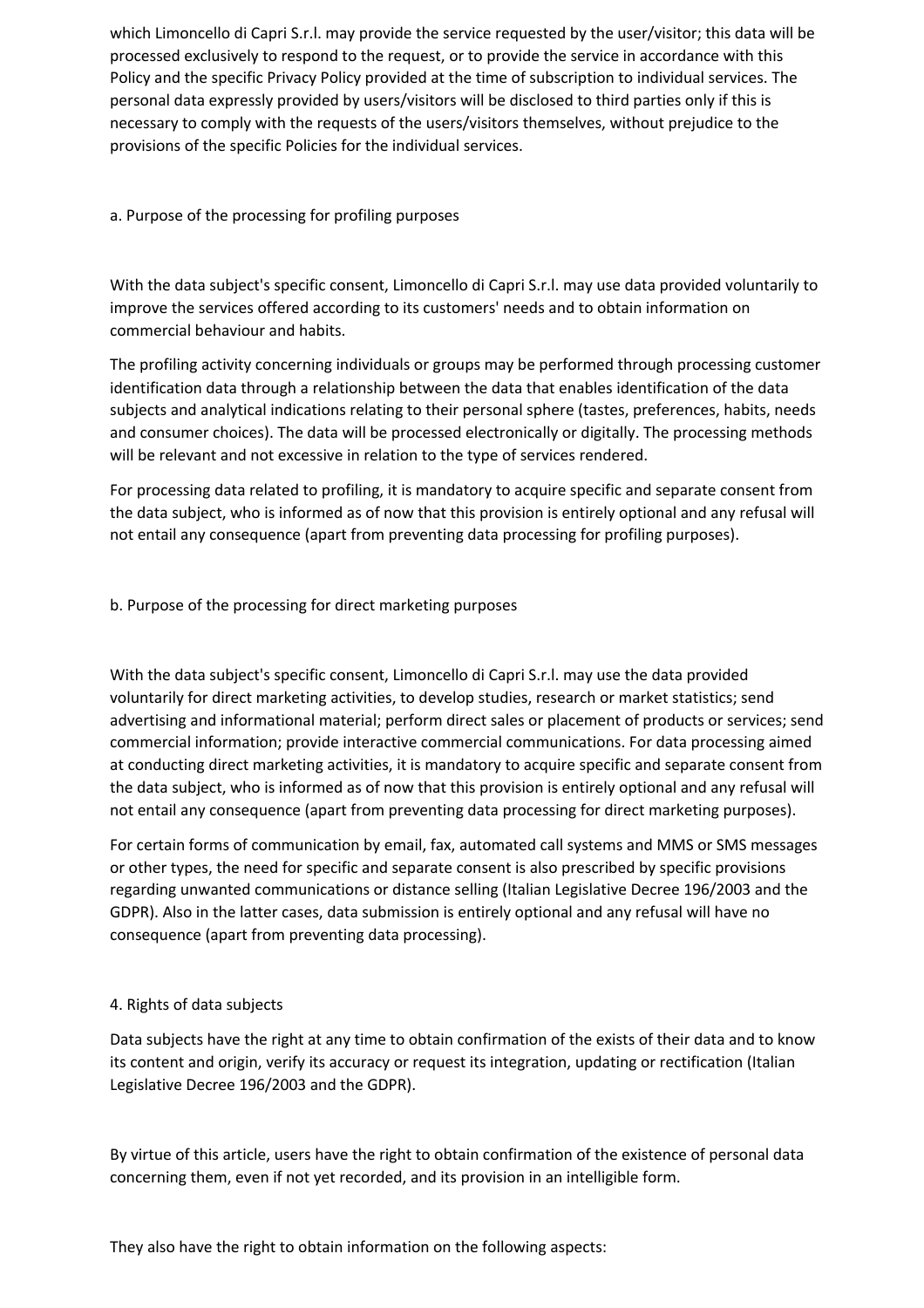which Limoncello di Capri S.r.l. may provide the service requested by the user/visitor; this data will be processed exclusively to respond to the request, or to provide the service in accordance with this Policy and the specific Privacy Policy provided at the time of subscription to individual services. The personal data expressly provided by users/visitors will be disclosed to third parties only if this is necessary to comply with the requests of the users/visitors themselves, without prejudice to the provisions of the specific Policies for the individual services.

### a. Purpose of the processing for profiling purposes

With the data subject's specific consent, Limoncello di Capri S.r.l. may use data provided voluntarily to improve the services offered according to its customers' needs and to obtain information on commercial behaviour and habits.

The profiling activity concerning individuals or groups may be performed through processing customer identification data through a relationship between the data that enables identification of the data subjects and analytical indications relating to their personal sphere (tastes, preferences, habits, needs and consumer choices). The data will be processed electronically or digitally. The processing methods will be relevant and not excessive in relation to the type of services rendered.

For processing data related to profiling, it is mandatory to acquire specific and separate consent from the data subject, who is informed as of now that this provision is entirely optional and any refusal will not entail any consequence (apart from preventing data processing for profiling purposes).

### b. Purpose of the processing for direct marketing purposes

With the data subject's specific consent, Limoncello di Capri S.r.l. may use the data provided voluntarily for direct marketing activities, to develop studies, research or market statistics; send advertising and informational material; perform direct sales or placement of products or services; send commercial information; provide interactive commercial communications. For data processing aimed at conducting direct marketing activities, it is mandatory to acquire specific and separate consent from the data subject, who is informed as of now that this provision is entirely optional and any refusal will not entail any consequence (apart from preventing data processing for direct marketing purposes).

For certain forms of communication by email, fax, automated call systems and MMS or SMS messages or other types, the need for specific and separate consent is also prescribed by specific provisions regarding unwanted communications or distance selling (Italian Legislative Decree 196/2003 and the GDPR). Also in the latter cases, data submission is entirely optional and any refusal will have no consequence (apart from preventing data processing).

## 4. Rights of data subjects

Data subjects have the right at any time to obtain confirmation of the exists of their data and to know its content and origin, verify its accuracy or request its integration, updating or rectification (Italian Legislative Decree 196/2003 and the GDPR).

By virtue of this article, users have the right to obtain confirmation of the existence of personal data concerning them, even if not yet recorded, and its provision in an intelligible form.

They also have the right to obtain information on the following aspects: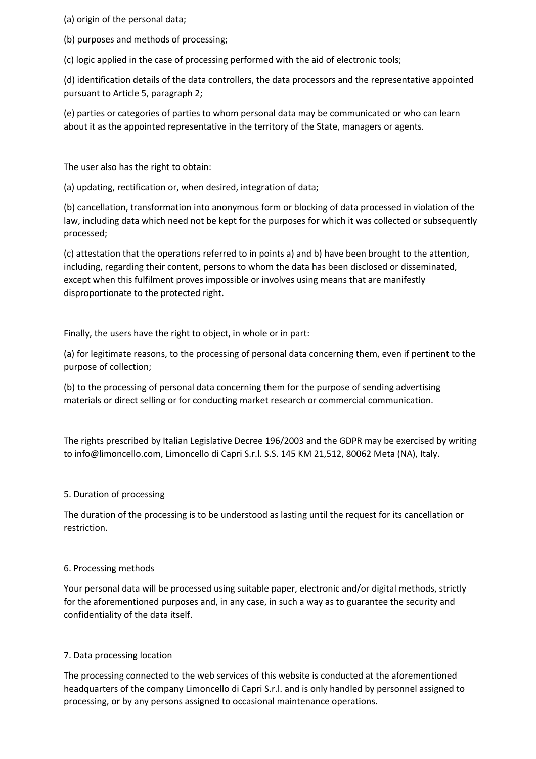(a) origin of the personal data;

(b) purposes and methods of processing;

(c) logic applied in the case of processing performed with the aid of electronic tools;

(d) identification details of the data controllers, the data processors and the representative appointed pursuant to Article 5, paragraph 2;

(e) parties or categories of parties to whom personal data may be communicated or who can learn about it as the appointed representative in the territory of the State, managers or agents.

The user also has the right to obtain:

(a) updating, rectification or, when desired, integration of data;

(b) cancellation, transformation into anonymous form or blocking of data processed in violation of the law, including data which need not be kept for the purposes for which it was collected or subsequently processed;

(c) attestation that the operations referred to in points a) and b) have been brought to the attention, including, regarding their content, persons to whom the data has been disclosed or disseminated, except when this fulfilment proves impossible or involves using means that are manifestly disproportionate to the protected right.

Finally, the users have the right to object, in whole or in part:

(a) for legitimate reasons, to the processing of personal data concerning them, even if pertinent to the purpose of collection;

(b) to the processing of personal data concerning them for the purpose of sending advertising materials or direct selling or for conducting market research or commercial communication.

The rights prescribed by Italian Legislative Decree 196/2003 and the GDPR may be exercised by writing to info@limoncello.com, Limoncello di Capri S.r.l. S.S. 145 KM 21,512, 80062 Meta (NA), Italy.

## 5. Duration of processing

The duration of the processing is to be understood as lasting until the request for its cancellation or restriction.

## 6. Processing methods

Your personal data will be processed using suitable paper, electronic and/or digital methods, strictly for the aforementioned purposes and, in any case, in such a way as to guarantee the security and confidentiality of the data itself.

## 7. Data processing location

The processing connected to the web services of this website is conducted at the aforementioned headquarters of the company Limoncello di Capri S.r.l. and is only handled by personnel assigned to processing, or by any persons assigned to occasional maintenance operations.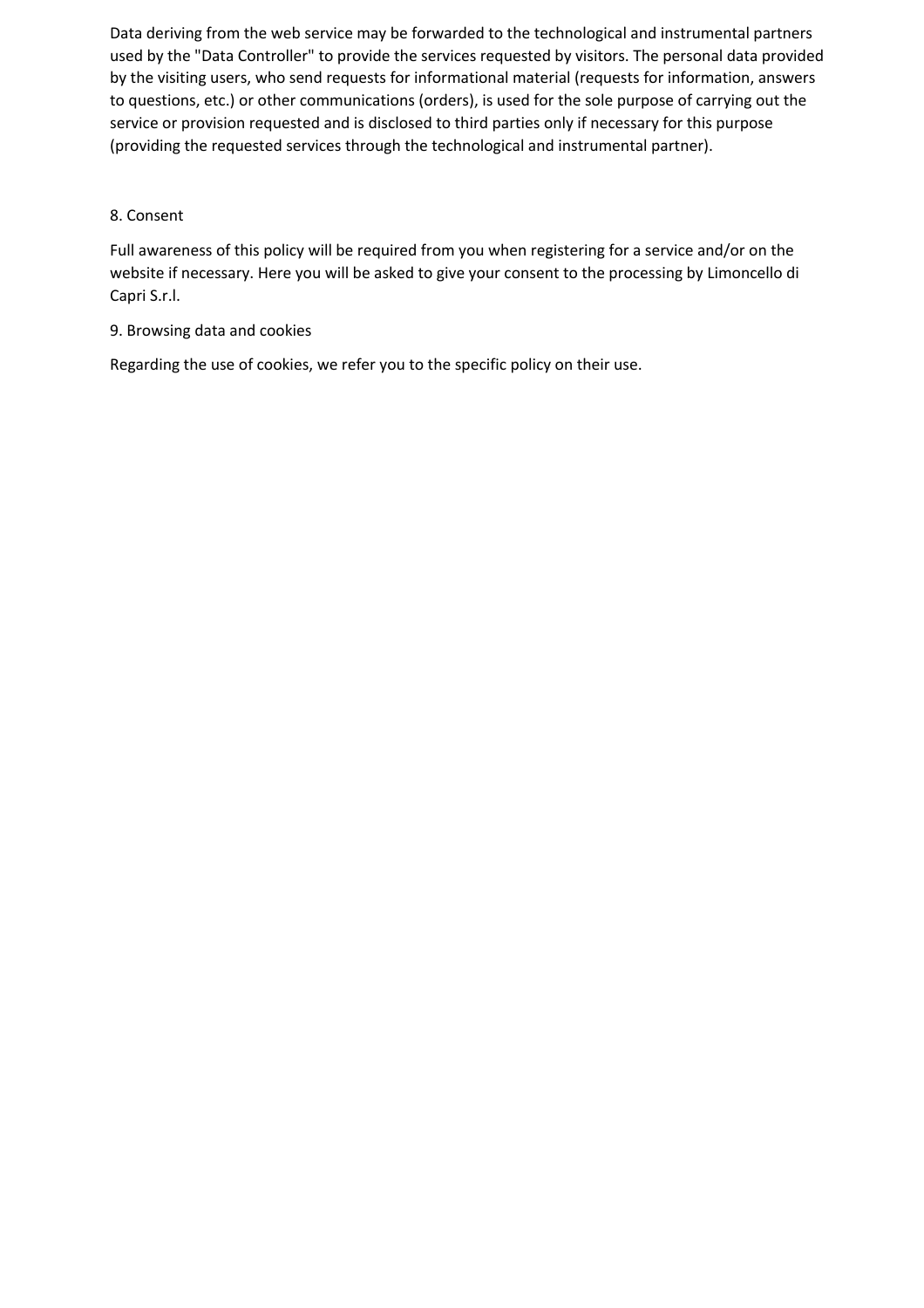Data deriving from the web service may be forwarded to the technological and instrumental partners used by the "Data Controller" to provide the services requested by visitors. The personal data provided by the visiting users, who send requests for informational material (requests for information, answers to questions, etc.) or other communications (orders), is used for the sole purpose of carrying out the service or provision requested and is disclosed to third parties only if necessary for this purpose (providing the requested services through the technological and instrumental partner).

8. Consent

Full awareness of this policy will be required from you when registering for a service and/or on the website if necessary. Here you will be asked to give your consent to the processing by Limoncello di Capri S.r.l.

9. Browsing data and cookies

Regarding the use of cookies, we refer you to the specific policy on their use.